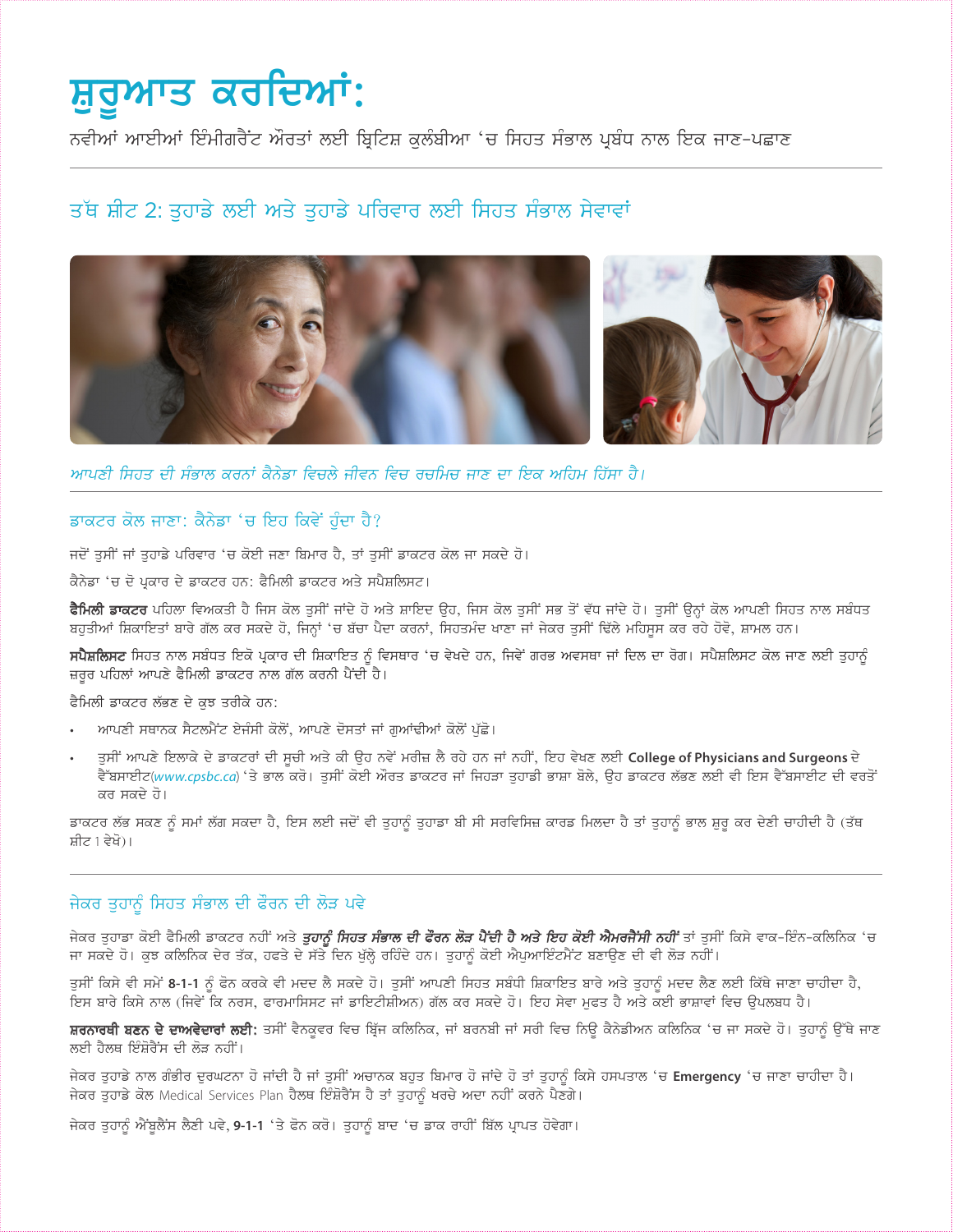# ਸ਼ੁਰੂਆਤ ਕਰਦਿਆਂ:

ਨਵੀਆਂ ਆਈਆਂ ਇੰਮੀਗਰੈਂਟ ਔਰਤਾਂ ਲਈ ਬ੍ਰਿਟਿਸ਼ ਕੁਲੰਬੀਆ 'ਚ ਸਿਹਤ ਸੰਭਾਲ ਪ੍ਰਬੰਧ ਨਾਲ ਇਕ ਜਾਣ-ਪਛਾਣ

## ਤੱਥ ਸ਼ੀਟ 2: ਤੁਹਾਡੇ ਲਈ ਅਤੇ ਤੁਹਾਡੇ ਪਰਿਵਾਰ ਲਈ ਸਿਹਤ ਸੰਭਾਲ ਸੇਵਾਵਾਂ

*ਆਪਣੀ ਸਿਹਤ ਦੀ ਸੰਭਾਲ ਕਰਨਾਂ ਕੈਨੇਡਾ ਵਿਚਲੇ ਜੀਵਨ ਵਿਚ ਰਚਮਿਚ ਜਾਣ ਦਾ ਇਕ ਅਹਿਮ ਹਿੱਸਾ ਹੈ।*

### ਡਾਕਟਰ ਕੋਲ ਜਾਣਾ: ਕੈਨੇਡਾ 'ਚ ਇਹ ਕਿਵੇਂ ਹੁੰਦਾ ਹੈ?

ਜਦੋਂ ਤੁਸੀਂ ਜਾਂ ਤੁਹਾਡੇ ਪਰਿਵਾਰ 'ਚ ਕੋਈ ਜਣਾ ਬਿਮਾਰ ਹੈ, ਤਾਂ ਤੁਸੀਂ ਡਾਕਟਰ ਕੋਲ ਜਾ ਸਕਦੇ ਹੋ।

ਕੈਨੇਡਾ 'ਚ ਦੋ ਪ੍ਰਕਾਰ ਦੇ ਡਾਕਟਰ ਹਨ: ਫੈਮਿਲੀ ਡਾਕਟਰ ਅਤੇ ਸਪੈਸ਼ਲਿਸਟ।

**ਫੈਮਿਲੀ ਡਾਕਟਰ** ਪਹਿਲਾ ਵਿਅਕਤੀ ਹੈ ਜਿਸ ਕੋਲ ਤੁਸੀਂ ਜਾਂਦੇ ਹੋ ਅਤੇ ਸ਼ਾਇਦ ਉਹ, ਜਿਸ ਕੋਲ ਤੁਸੀਂ ਸਭ ਤੋਂ ਵੱਧ ਜਾਂਦੇ ਹੋ। ਤੁਸੀਂ ਉਨ੍ਹਾਂ ਕੋਲ ਆਪਣੀ ਸਿਹਤ ਨਾਲ ਸਬੰਧਤ ਬਹੁਤੀਆਂ ਸ਼ਿਕਾਇਤਾਂ ਬਾਰੇ ਗੱਲ ਕਰ ਸਕਦੇ ਹੋ, ਜਿਨ੍ਹਾਂ 'ਚ ਬੱਚਾ ਪੈਦਾ ਕਰਨਾਂ, ਸਿਹਤਮੰਦ ਖਾਣਾ ਜਾਂ ਜੇਕਰ ਤੁਸੀਂ ਢਿੱਲੇ ਮਹਿਸੂਸ ਕਰ ਰਹੇ ਹੋਵੋ, ਸ਼ਾਮਲ ਹਨ।

**ਸਪੈਸ਼ਲਿਸਟ** ਸਿਹਤ ਨਾਲ ਸਬੰਧਤ ਇਕੋ ਪ੍ਰਕਾਰ ਦੀ ਸ਼ਿਕਾਇਤ ਨੂੰ ਵਿਸਥਾਰ 'ਚ ਵੇਖਦੇ ਹਨ, ਜਿਵੇਂ ਗਰਭ ਅਵਸਥਾ ਜਾਂ ਦਿਲ ਦਾ ਰੋਗ। ਸਪੈਸ਼ਲਿਸਟ ਕੋਲ ਜਾਣ ਲਈ ਤੁਹਾਨੂੰ ਜ਼ਰੂਰ ਪਹਿਲਾਂ ਆਪਣੇ ਫੈਮਿਲੀ ਡਾਕਟਰ ਨਾਲ ਗੱਲ ਕਰਨੀ ਪੈਂਦੀ ਹੈ।

ਫੈਮਿਲੀ ਡਾਕਟਰ ਲੱਭਣ ਦੇ ਕੁਝ ਤਰੀਕੇ ਹਨ:

- ਆਪਣੀ ਸਥਾਨਕ ਸੈਟਲਮੈਂਟ ਏਜੰਸੀ ਕੋਲੋਂ, ਆਪਣੇ ਦੋਸਤਾਂ ਜਾਂ ਗੁਆਂਢੀਆਂ ਕੋਲੋਂ ਪੁੱਛੋ।
- ਤੁਸੀਂ ਆਪਣੇ ਇਲਾਕੇ ਦੇ ਡਾਕਟਰਾਂ ਦੀ ਸੂਚੀ ਅਤੇ ਕੀ ਉਹ ਨਵੇਂ ਮਰੀਜ਼ ਲੈ ਰਹੇ ਹਨ ਜਾਂ ਨਹੀਂ, ਇਹ ਵੇਖਣ ਲਈ **College of Physicians and Surgeons** ਦੇ ਵੈੱਬਸਾਈਟ(*www.cpsbc.ca*) 'ਤੇ ਭਾਲ ਕਰੋ। ਤੁਸੀਂ ਕੋਈ ਔਰਤ ਡਾਕਟਰ ਜਾਂ ਜਿਹੜਾ ਤੁਹਾਡੀ ਭਾਸ਼ਾ ਬੋਲੇ, ਉਹ ਡਾਕਟਰ ਲੱਭਣ ਲਈ ਵੀ ਇਸ ਵੈੱਬਸਾਈਟ ਦੀ ਵਰਤੋਂ ਕਰ ਸਕਦੇ ਹੋ।

ਡਾਕਟਰ ਲੱਭ ਸਕਣ ਨੂੰ ਸਮਾਂ ਲੱਗ ਸਕਦਾ ਹੈ, ਇਸ ਲਈ ਜਦੋਂ ਵੀ ਤੁਹਾਨੂੰ ਤੁਹਾਡਾ ਬੀ ਸੀ ਸਰਵਿਸਿਜ਼ ਕਾਰਡ ਮਿਲਦਾ ਹੈ ਤਾਂ ਤੁਹਾਨੂੰ ਭਾਲ ਸ਼ੁਰੂ ਕਰ ਦੇਣੀ ਚਾਹੀਦੀ ਹੈ (ਤੱਥ ਸ਼ੀਟ 1 ਵੇਖੋ)।

### ਜੇਕਰ ਤੁਹਾਨੂੰ ਸਿਹਤ ਸੰਭਾਲ ਦੀ ਫੌਰਨ ਦੀ ਲੋੜ ਪਵੇ

ਜੇਕਰ ਤੁਹਾਡਾ ਕੋਈ ਫੈਮਿਲੀ ਡਾਕਟਰ ਨਹੀਂ ਅਤੇ ***ਤੁਹਾਨੂੰ ਸਿਹਤ ਸੰਭਾਲ ਦੀ ਫੌਰਨ ਲੋੜ ਪੈਂਦੀ ਹੈ ਅਤੇ ਇਹ ਕੋਈ ਐਮਰਜੈਂਸੀ ਨਹੀਂ*** ਤਾਂ ਤੁਸੀਂ ਕਿਸੇ ਵਾਕ-ਇੰਨ-ਕਲਿਨਿਕ 'ਚ ਜਾ ਸਕਦੇ ਹੋ। ਕੁਝ ਕਲਿਨਿਕ ਦੇਰ ਤੱਕ, ਹਫਤੇ ਦੇ ਸੱਤੇ ਦਿਨ ਖੁੱਲ੍ਹੇ ਰਹਿੰਦੇ ਹਨ। ਤੁਹਾਨੂੰ ਕੋਈ ਐਪੁਆਇੰਟਮੈਂਟ ਬਣਾਉਣ ਦੀ ਵੀ ਲੋੜ ਨਹੀਂ।

ਤੁਸੀਂ ਕਿਸੇ ਵੀ ਸਮੇਂ **8-1-1** ਨੂੰ ਫੋਨ ਕਰਕੇ ਵੀ ਮਦਦ ਲੈ ਸਕਦੇ ਹੋ। ਤੁਸੀਂ ਆਪਣੀ ਸਿਹਤ ਸਬੰਧੀ ਸ਼ਿਕਾਇਤ ਬਾਰੇ ਅਤੇ ਤੁਹਾਨੂੰ ਮਦਦ ਲੈਣ ਲਈ ਕਿੱਥੇ ਜਾਣਾ ਚਾਹੀਦਾ ਹੈ, ਇਸ ਬਾਰੇ ਕਿਸੇ ਨਾਲ (ਜਿਵੇਂ ਕਿ ਨਰਸ, ਫਾਰਮਾਸਿਸਟ ਜਾਂ ਡਾਇਟੀਸ਼ੀਅਨ) ਗੱਲ ਕਰ ਸਕਦੇ ਹੋ। ਇਹ ਸੇਵਾ ਮੁਫਤ ਹੈ ਅਤੇ ਕਈ ਭਾਸ਼ਾਵਾਂ ਵਿਚ ਉਪਲਬਧ ਹੈ।

**ਸ਼ਰਨਾਰਥੀ ਬਣਨ ਦੇ ਦਾਅਵੇਦਾਰਾਂ ਲਈ:** ਤਸੀਂ ਵੈਨਕੂਵਰ ਵਿਚ ਬ੍ਰਿੱਜ ਕਲਿਨਿਕ, ਜਾਂ ਬਰਨਬੀ ਜਾਂ ਸਰੀ ਵਿਚ ਨਿਊ ਕੈਨੇਡੀਅਨ ਕਲਿਨਿਕ 'ਚ ਜਾ ਸਕਦੇ ਹੋ। ਤੁਹਾਨੂੰ ਉੱਥੇ ਜਾਣ ਲਈ ਹੈਲਥ ਇੰਸ਼ੋਰੈਂਸ ਦੀ ਲੋੜ ਨਹੀਂ।

ਜੇਕਰ ਤੁਹਾਡੇ ਨਾਲ ਗੰਭੀਰ ਦੁਰਘਟਨਾ ਹੋ ਜਾਂਦੀ ਹੈ ਜਾਂ ਤੁਸੀਂ ਅਚਾਨਕ ਬਹੁਤ ਬਿਮਾਰ ਹੋ ਜਾਂਦੇ ਹੋ ਤਾਂ ਤੁਹਾਨੂੰ ਕਿਸੇ ਹਸਪਤਾਲ 'ਚ **Emergency** 'ਚ ਜਾਣਾ ਚਾਹੀਦਾ ਹੈ। ਜੇਕਰ ਤੁਹਾਡੇ ਕੋਲ Medical Services Plan ਹੈਲਥ ਇੰਸ਼ੋਰੈਂਸ ਹੈ ਤਾਂ ਤੁਹਾਨੂੰ ਖਰਚੇ ਅਦਾ ਨਹੀਂ ਕਰਨੇ ਪੈਣਗੇ।

ਜੇਕਰ ਤੁਹਾਨੂੰ ਐਂਬੂਲੈਂਸ ਲੈਣੀ ਪਵੇ, **9-1-1** 'ਤੇ ਫੋਨ ਕਰੋ। ਤੁਹਾਨੂੰ ਬਾਦ 'ਚ ਡਾਕ ਰਾਹੀਂ ਬਿੱਲ ਪ੍ਰਾਪਤ ਹੋਵੇਗਾ।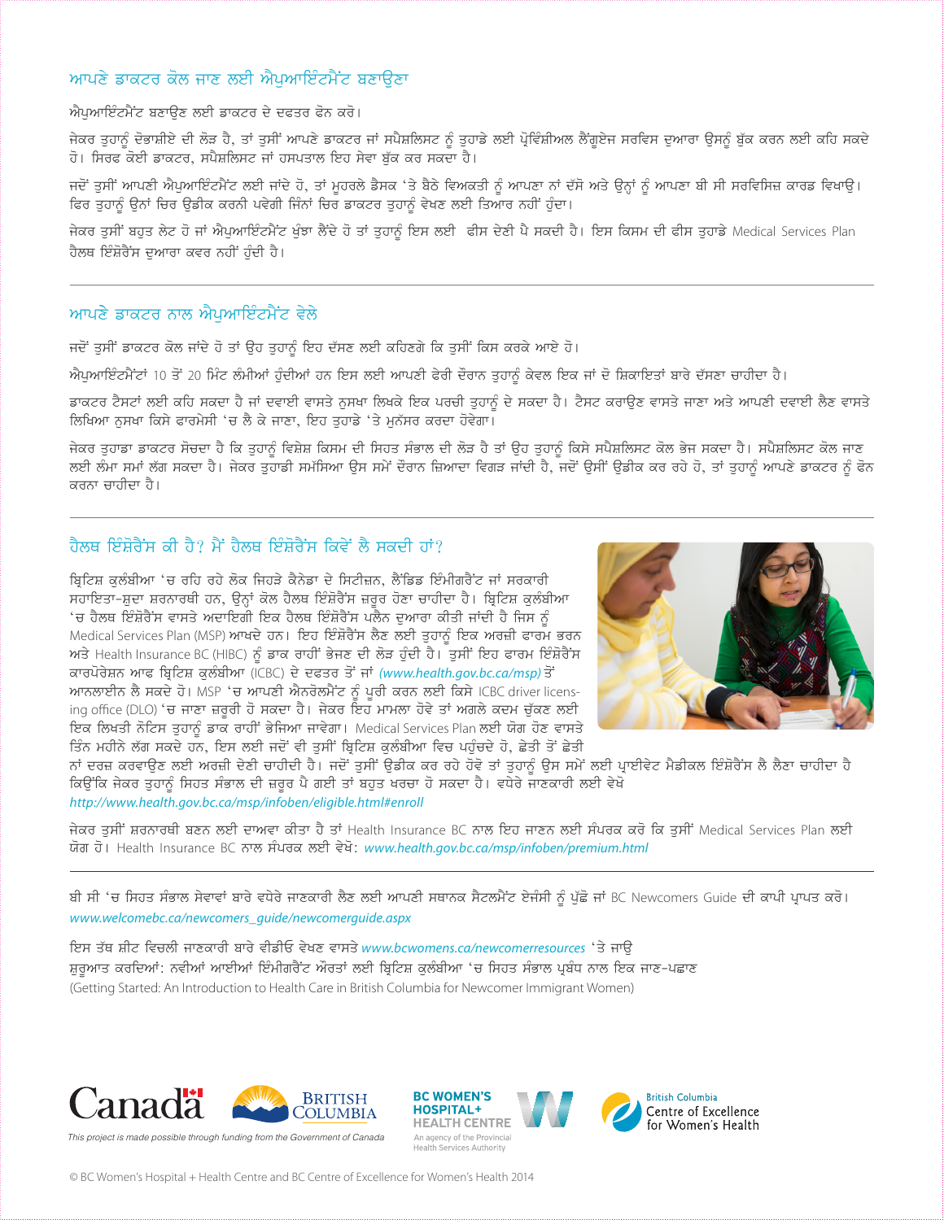## ਆਪਣੇ ਡਾਕਟਰ ਕੋਲ ਜਾਣ ਲਈ ਐਪੁਆਇੰਟਮੈਂਟ ਬਣਾਉਣਾ

ਐਪੁਆਇੰਟਮੈਂਟ ਬਣਾਉਣ ਲਈ ਡਾਕਟਰ ਦੇ ਦਫਤਰ ਫੋਨ ਕਰੋ।

ਜੇਕਰ ਤੁਹਾਨੂੰ ਦੋਭਾਸ਼ੀਏ ਦੀ ਲੋੜ ਹੈ, ਤਾਂ ਤੁਸੀਂ ਆਪਣੇ ਡਾਕਟਰ ਜਾਂ ਸਪੈਸ਼ਲਿਸਟ ਨੂੰ ਤੁਹਾਡੇ ਲਈ ਪ੍ਰੋਵਿੰਸ਼ੀਅਲ ਲੈਂਗੁਏਜ ਸਰਵਿਸ ਦੁਆਰਾ ਉਸਨੂੰ ਬੁੱਕ ਕਰਨ ਲਈ ਕਹਿ ਸਕਦੇ ਹੋ। ਸਿਰਫ ਕੋਈ ਡਾਕਟਰ, ਸਪੈਸ਼ਲਿਸਟ ਜਾਂ ਹਸਪਤਾਲ ਇਹ ਸੇਵਾ ਬੁੱਕ ਕਰ ਸਕਦਾ ਹੈ।

ਜਦੋਂ ਤੁਸੀਂ ਆਪਣੀ ਐਪੁਆਇੰਟਮੈਂਟ ਲਈ ਜਾਂਦੇ ਹੋ, ਤਾਂ ਮੂਹਰਲੇ ਡੈਸਕ 'ਤੇ ਬੈਠੇ ਵਿਅਕਤੀ ਨੂੰ ਆਪਣਾ ਨਾਂ ਦੱਸੋ ਅਤੇ ਉਨ੍ਹਾਂ ਨੂੰ ਆਪਣਾ ਬੀ ਸੀ ਸਰਵਿਸਿਜ਼ ਕਾਰਡ ਵਿਖਾਉ। ਫਿਰ ਤੁਹਾਨੂੰ ਉਨਾਂ ਚਿਰ ਉਡੀਕ ਕਰਨੀ ਪਵੇਗੀ ਜਿੰਨਾਂ ਚਿਰ ਡਾਕਟਰ ਤੁਹਾਨੂੰ ਵੇਖਣ ਲਈ ਤਿਆਰ ਨਹੀਂ ਹੁੰਦਾ।

ਜੇਕਰ ਤੁਸੀਂ ਬਹੁਤ ਲੇਟ ਹੋ ਜਾਂ ਐਪੁਆਇੰਟਮੈਂਟ ਖੁੰਝਾ ਲੈਂਦੇ ਹੋ ਤਾਂ ਤੁਹਾਨੂੰ ਇਸ ਲਈ ਫੀਸ ਦੇਣੀ ਪੈ ਸਕਦੀ ਹੈ। ਇਸ ਕਿਸਮ ਦੀ ਫੀਸ ਤੁਹਾਡੇ Medical Services Plan ਹੈਲਥ ਇੰਸ਼ੋਰੈਂਸ ਦੁਆਰਾ ਕਵਰ ਨਹੀਂ ਹੁੰਦੀ ਹੈ।

## ਆਪਣੇ ਡਾਕਟਰ ਨਾਲ ਐਪੁਆਇੰਟਮੈਂਟ ਵੇਲੇ

ਜਦੋਂ ਤੁਸੀਂ ਡਾਕਟਰ ਕੋਲ ਜਾਂਦੇ ਹੋ ਤਾਂ ਉਹ ਤੁਹਾਨੂੰ ਇਹ ਦੱਸਣ ਲਈ ਕਹਿਣਗੇ ਕਿ ਤੁਸੀਂ ਕਿਸ ਕਰਕੇ ਆਏ ਹੋ।

ਐਪੁਆਇੰਟਮੈਂਟਾਂ 10 ਤੋਂ 20 ਮਿੰਟ ਲੰਮੀਆਂ ਹੁੰਦੀਆਂ ਹਨ ਇਸ ਲਈ ਆਪਣੀ ਫੇਰੀ ਦੌਰਾਨ ਤੁਹਾਨੂੰ ਕੇਵਲ ਇਕ ਜਾਂ ਦੋ ਸ਼ਿਕਾਇਤਾਂ ਬਾਰੇ ਦੱਸਣਾ ਚਾਹੀਦਾ ਹੈ।

ਡਾਕਟਰ ਟੈਸਟਾਂ ਲਈ ਕਹਿ ਸਕਦਾ ਹੈ ਜਾਂ ਦਵਾਈ ਵਾਸਤੇ ਨੁਸਖਾ ਲਿਖਕੇ ਇਕ ਪਰਚੀ ਤੁਹਾਨੂੰ ਦੇ ਸਕਦਾ ਹੈ। ਟੈਸਟ ਕਰਾਉਣ ਵਾਸਤੇ ਜਾਣਾ ਅਤੇ ਆਪਣੀ ਦਵਾਈ ਲੈਣ ਵਾਸਤੇ ਲਿਖਿਆ ਨੁਸਖਾ ਕਿਸੇ ਫਾਰਮੇਸੀ 'ਚ ਲੈ ਕੇ ਜਾਣਾ, ਇਹ ਤੁਹਾਡੇ 'ਤੇ ਮੁਨੱਸਰ ਕਰਦਾ ਹੋਵੇਗਾ।

ਜੇਕਰ ਤੁਹਾਡਾ ਡਾਕਟਰ ਸੋਚਦਾ ਹੈ ਕਿ ਤੁਹਾਨੂੰ ਵਿਸ਼ੇਸ਼ ਕਿਸਮ ਦੀ ਸਿਹਤ ਸੰਭਾਲ ਦੀ ਲੋੜ ਹੈ ਤਾਂ ਉਹ ਤੁਹਾਨੂੰ ਕਿਸੇ ਸਪੈਸ਼ਲਿਸਟ ਕੋਲ ਭੇਜ ਸਕਦਾ ਹੈ। ਸਪੈਸ਼ਲਿਸਟ ਕੋਲ ਜਾਣ ਲਈ ਲੰਮਾ ਸਮਾਂ ਲੱਗ ਸਕਦਾ ਹੈ। ਜੇਕਰ ਤੁਹਾਡੀ ਸਮੱਸਿਆ ਉਸ ਸਮੇਂ ਦੌਰਾਨ ਜ਼ਿਆਦਾ ਵਿਗੜ ਜਾਂਦੀ ਹੈ, ਜਦੋਂ ਉਸੀਂ ਉਡੀਕ ਕਰ ਰਹੇ ਹੋ, ਤਾਂ ਤੁਹਾਨੂੰ ਆਪਣੇ ਡਾਕਟਰ ਨੂੰ ਫੋਨ ਕਰਨਾ ਚਾਹੀਦਾ ਹੈ।

## ਹੈਲਥ ਇੰਸ਼ੋਰੈਂਸ ਕੀ ਹੈ? ਮੈਂ ਹੈਲਥ ਇੰਸ਼ੋਰੈਂਸ ਕਿਵੇਂ ਲੈ ਸਕਦੀ ਹਾਂ?

ਬ੍ਰਿਟਿਸ਼ ਕੁਲੰਬੀਆ 'ਚ ਰਹਿ ਰਹੇ ਲੋਕ ਜਿਹੜੇ ਕੈਨੇਡਾ ਦੇ ਸਿਟੀਜ਼ਨ, ਲੈਂਡਿਡ ਇੰਮੀਗਰੈਂਟ ਜਾਂ ਸਰਕਾਰੀ ਸਹਾਇਤਾ-ਸ਼ੁਦਾ ਸ਼ਰਨਾਰਥੀ ਹਨ, ਉਨ੍ਹਾਂ ਕੋਲ ਹੈਲਥ ਇੰਸ਼ੋਰੈਂਸ ਜ਼ਰੂਰ ਹੋਣਾ ਚਾਹੀਦਾ ਹੈ। ਬ੍ਰਿਟਿਸ਼ ਕੁਲੰਬੀਆ 'ਚ ਹੈਲਥ ਇੰਸ਼ੋਰੈਂਸ ਵਾਸਤੇ ਅਦਾਇਗੀ ਇਕ ਹੈਲਥ ਇੰਸ਼ੋਰੈਂਸ ਪਲੈਨ ਦੁਆਰਾ ਕੀਤੀ ਜਾਂਦੀ ਹੈ ਜਿਸ ਨੂੰ Medical Services Plan (MSP) ਆਖਦੇ ਹਨ। ਇਹ ਇੰਸ਼ੋਰੈਂਸ ਲੈਣ ਲਈ ਤੁਹਾਨੂੰ ਇਕ ਅਰਜ਼ੀ ਫਾਰਮ ਭਰਨ ਅਤੇ Health Insurance BC (HIBC) ਨੂੰ ਡਾਕ ਰਾਹੀਂ ਭੇਜਣ ਦੀ ਲੋੜ ਹੁੰਦੀ ਹੈ। ਤੁਸੀਂ ਇਹ ਫਾਰਮ ਇੰਸ਼ੋਰੈਂਸ ਕਾਰਪੋਰੇਸ਼ਨ ਆਫ ਬ੍ਰਿਟਿਸ਼ ਕੁਲੰਬੀਆ (ICBC) ਦੇ ਦਫਤਰ ਤੋਂ ਜਾਂ *(www.health.gov.bc.ca/msp)* ਤੋਂ ਆਨਲਾਈਨ ਲੈ ਸਕਦੇ ਹੋ। MSP 'ਚ ਆਪਣੀ ਐਨਰੋਲਮੈਂਟ ਨੂੰ ਪੂਰੀ ਕਰਨ ਲਈ ਕਿਸੇ ICBC driver licensing office (DLO) 'ਚ ਜਾਣਾ ਜ਼ਰੂਰੀ ਹੋ ਸਕਦਾ ਹੈ। ਜੇਕਰ ਇਹ ਮਾਮਲਾ ਹੋਵੇ ਤਾਂ ਅਗਲੇ ਕਦਮ ਚੁੱਕਣ ਲਈ ਇਕ ਲਿਖਤੀ ਨੋਟਿਸ ਤੁਹਾਨੂੰ ਡਾਕ ਰਾਹੀਂ ਭੇਜਿਆ ਜਾਵੇਗਾ। Medical Services Plan ਲਈ ਯੋਗ ਹੋਣ ਵਾਸਤੇ ਤਿੰਨ ਮਹੀਨੇ ਲੱਗ ਸਕਦੇ ਹਨ, ਇਸ ਲਈ ਜਦੋਂ ਵੀ ਤੁਸੀਂ ਬ੍ਰਿਟਿਸ਼ ਕੁਲੰਬੀਆ ਵਿਚ ਪਹੁੰਚਦੇ ਹੋ, ਛੇਤੀ ਤੋਂ ਛੇਤੀ ਨਾਂ ਦਰਜ ਕਰਵਾਉਣ ਲਈ ਅਰਜ਼ੀ ਦੇਣੀ ਚਾਹੀਦੀ ਹੈ। ਜਦੋਂ ਤੁਸੀਂ ਉਡੀਕ ਕਰ ਰਹੇ ਹੋਵੋ ਤਾਂ ਤੁਹਾਨੂੰ ਉਸ ਸਮੇਂ ਲਈ ਪ੍ਰਾਈਵੇਟ ਮੈਡੀਕਲ ਇੰਸ਼ੋਰੈਂਸ ਲੈ ਲੈਣਾ ਚਾਹੀਦਾ ਹੈ ਕਿਉਂਕਿ ਜੇਕਰ ਤੁਹਾਨੂੰ ਸਿਹਤ ਸੰਭਾਲ ਦੀ ਜ਼ਰੂਰ ਪੈ ਗਈ ਤਾਂ ਬਹੁਤ ਖਰਚਾ ਹੋ ਸਕਦਾ ਹੈ। ਵਧੇਰੇ ਜਾਣਕਾਰੀ ਲਈ ਵੇਖੋ *http://www.health.gov.bc.ca/msp/infoben/eligible.html#enroll*

ਜੇਕਰ ਤੁਸੀਂ ਸ਼ਰਨਾਰਥੀ ਬਣਨ ਲਈ ਦਾਅਵਾ ਕੀਤਾ ਹੈ ਤਾਂ Health Insurance BC ਨਾਲ ਇਹ ਜਾਣਨ ਲਈ ਸੰਪਰਕ ਕਰੋ ਕਿ ਤੁਸੀਂ Medical Services Plan ਲਈ ਯੋਗ ਹੋ। Health Insurance BC ਨਾਲ ਸੰਪਰਕ ਲਈ ਵੇਖੋ: *www.health.gov.bc.ca/msp/infoben/premium.html*

ਬੀ ਸੀ 'ਚ ਸਿਹਤ ਸੰਭਾਲ ਸੇਵਾਵਾਂ ਬਾਰੇ ਵਧੇਰੇ ਜਾਣਕਾਰੀ ਲੈਣ ਲਈ ਆਪਣੀ ਸਥਾਨਕ ਸੈਟਲਮੈਂਟ ਏਜੰਸੀ ਨੂੰ ਪੁੱਛੋ ਜਾਂ BC Newcomers Guide ਦੀ ਕਾਪੀ ਪ੍ਰਾਪਤ ਕਰੋ। *www.welcomebc.ca/newcomers_guide/newcomerguide.aspx*

ਇਸ ਤੱਥ ਸ਼ੀਟ ਵਿਚਲੀ ਜਾਣਕਾਰੀ ਬਾਰੇ ਵੀਡੀਓ ਵੇਖਣ ਵਾਸਤੇ *www.bcwomens.ca/newcomerresources* 'ਤੇ ਜਾਉ
ਸ਼ੁਰੂਆਤ ਕਰਦਿਆਂ: ਨਵੀਆਂ ਆਈਆਂ ਇੰਮੀਗਰੈਂਟ ਔਰਤਾਂ ਲਈ ਬ੍ਰਿਟਿਸ਼ ਕੁਲੰਬੀਆ 'ਚ ਸਿਹਤ ਸੰਭਾਲ ਪ੍ਰਬੰਧ ਨਾਲ ਇਕ ਜਾਣ-ਪਛਾਣ
(Getting Started: An Introduction to Health Care in British Columbia for Newcomer Immigrant Women)

Canada | BRITISH COLUMBIA | BC WOMEN'S HOSPITAL+ HEALTH CENTRE — An agency of the Provincial Health Services Authority | British Columbia Centre of Excellence for Women's Health

*This project is made possible through funding from the Government of Canada*

© BC Women's Hospital + Health Centre and BC Centre of Excellence for Women's Health 2014